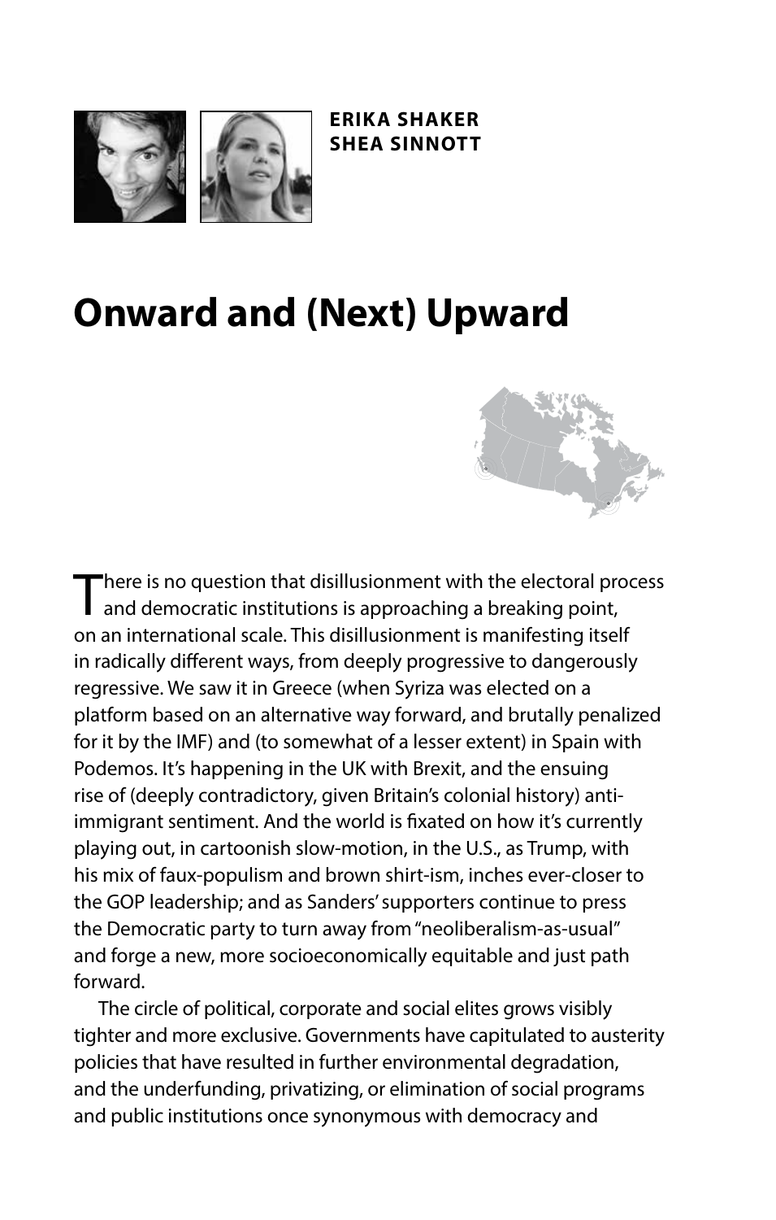**ERIKA SHAKER**
**SHEA SINNOTT**

# Onward and (Next) Upward

There is no question that disillusionment with the electoral process and democratic institutions is approaching a breaking point, on an international scale. This disillusionment is manifesting itself in radically different ways, from deeply progressive to dangerously regressive. We saw it in Greece (when Syriza was elected on a platform based on an alternative way forward, and brutally penalized for it by the IMF) and (to somewhat of a lesser extent) in Spain with Podemos. It's happening in the UK with Brexit, and the ensuing rise of (deeply contradictory, given Britain's colonial history) anti-immigrant sentiment. And the world is fixated on how it's currently playing out, in cartoonish slow-motion, in the U.S., as Trump, with his mix of faux-populism and brown shirt-ism, inches ever-closer to the GOP leadership; and as Sanders' supporters continue to press the Democratic party to turn away from "neoliberalism-as-usual" and forge a new, more socioeconomically equitable and just path forward.

The circle of political, corporate and social elites grows visibly tighter and more exclusive. Governments have capitulated to austerity policies that have resulted in further environmental degradation, and the underfunding, privatizing, or elimination of social programs and public institutions once synonymous with democracy and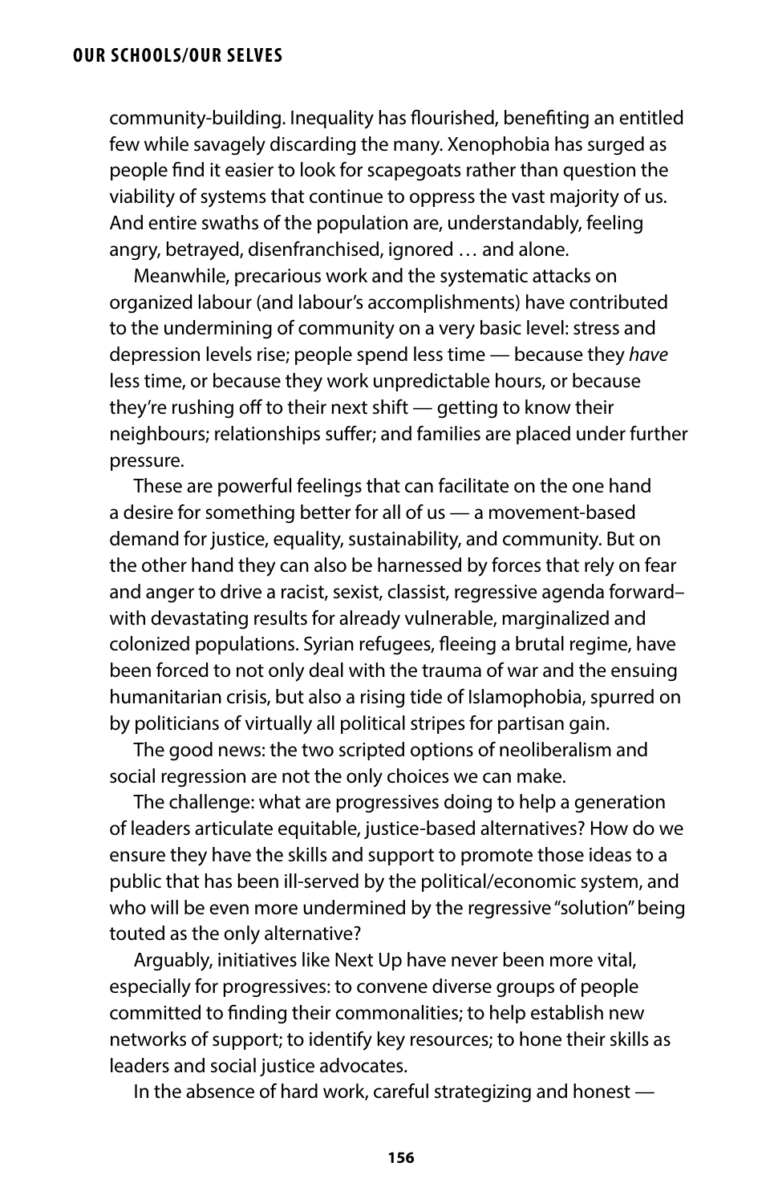community-building. Inequality has flourished, benefiting an entitled few while savagely discarding the many. Xenophobia has surged as people find it easier to look for scapegoats rather than question the viability of systems that continue to oppress the vast majority of us. And entire swaths of the population are, understandably, feeling angry, betrayed, disenfranchised, ignored … and alone.

Meanwhile, precarious work and the systematic attacks on organized labour (and labour's accomplishments) have contributed to the undermining of community on a very basic level: stress and depression levels rise; people spend less time — because they *have* less time, or because they work unpredictable hours, or because they're rushing off to their next shift — getting to know their neighbours; relationships suffer; and families are placed under further pressure.

These are powerful feelings that can facilitate on the one hand a desire for something better for all of us — a movement-based demand for justice, equality, sustainability, and community. But on the other hand they can also be harnessed by forces that rely on fear and anger to drive a racist, sexist, classist, regressive agenda forward– with devastating results for already vulnerable, marginalized and colonized populations. Syrian refugees, fleeing a brutal regime, have been forced to not only deal with the trauma of war and the ensuing humanitarian crisis, but also a rising tide of Islamophobia, spurred on by politicians of virtually all political stripes for partisan gain.

The good news: the two scripted options of neoliberalism and social regression are not the only choices we can make.

The challenge: what are progressives doing to help a generation of leaders articulate equitable, justice-based alternatives? How do we ensure they have the skills and support to promote those ideas to a public that has been ill-served by the political/economic system, and who will be even more undermined by the regressive "solution" being touted as the only alternative?

Arguably, initiatives like Next Up have never been more vital, especially for progressives: to convene diverse groups of people committed to finding their commonalities; to help establish new networks of support; to identify key resources; to hone their skills as leaders and social justice advocates.

In the absence of hard work, careful strategizing and honest —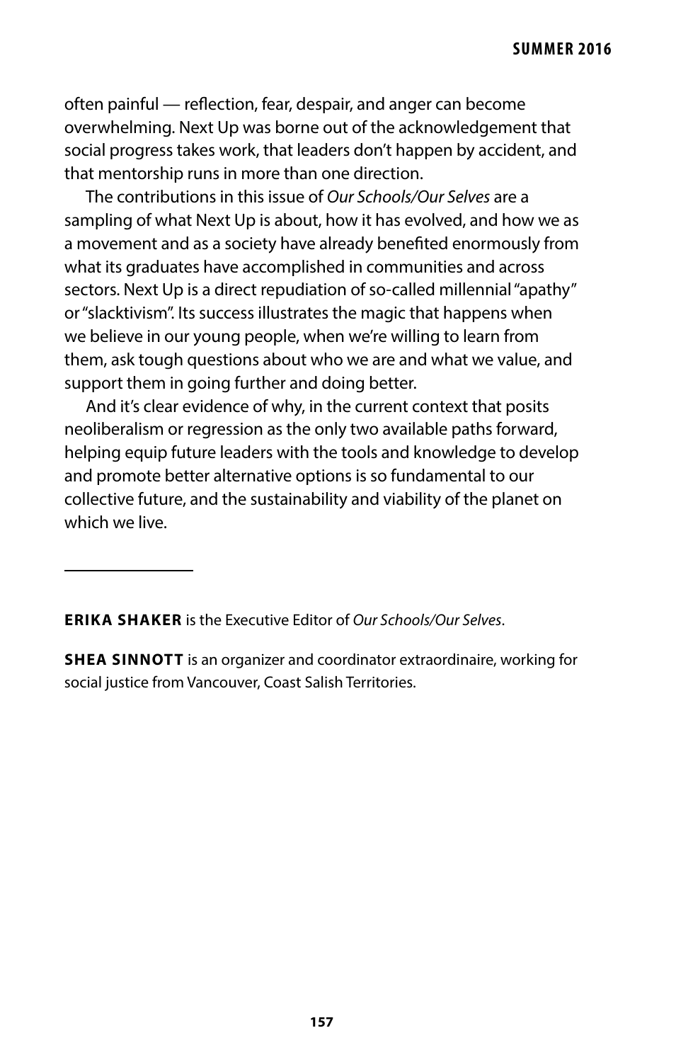often painful — reflection, fear, despair, and anger can become overwhelming. Next Up was borne out of the acknowledgement that social progress takes work, that leaders don't happen by accident, and that mentorship runs in more than one direction.

The contributions in this issue of *Our Schools/Our Selves* are a sampling of what Next Up is about, how it has evolved, and how we as a movement and as a society have already benefited enormously from what its graduates have accomplished in communities and across sectors. Next Up is a direct repudiation of so-called millennial "apathy" or "slacktivism". Its success illustrates the magic that happens when we believe in our young people, when we're willing to learn from them, ask tough questions about who we are and what we value, and support them in going further and doing better.

And it's clear evidence of why, in the current context that posits neoliberalism or regression as the only two available paths forward, helping equip future leaders with the tools and knowledge to develop and promote better alternative options is so fundamental to our collective future, and the sustainability and viability of the planet on which we live.

---

**ERIKA SHAKER** is the Executive Editor of *Our Schools/Our Selves*.

**SHEA SINNOTT** is an organizer and coordinator extraordinaire, working for social justice from Vancouver, Coast Salish Territories.